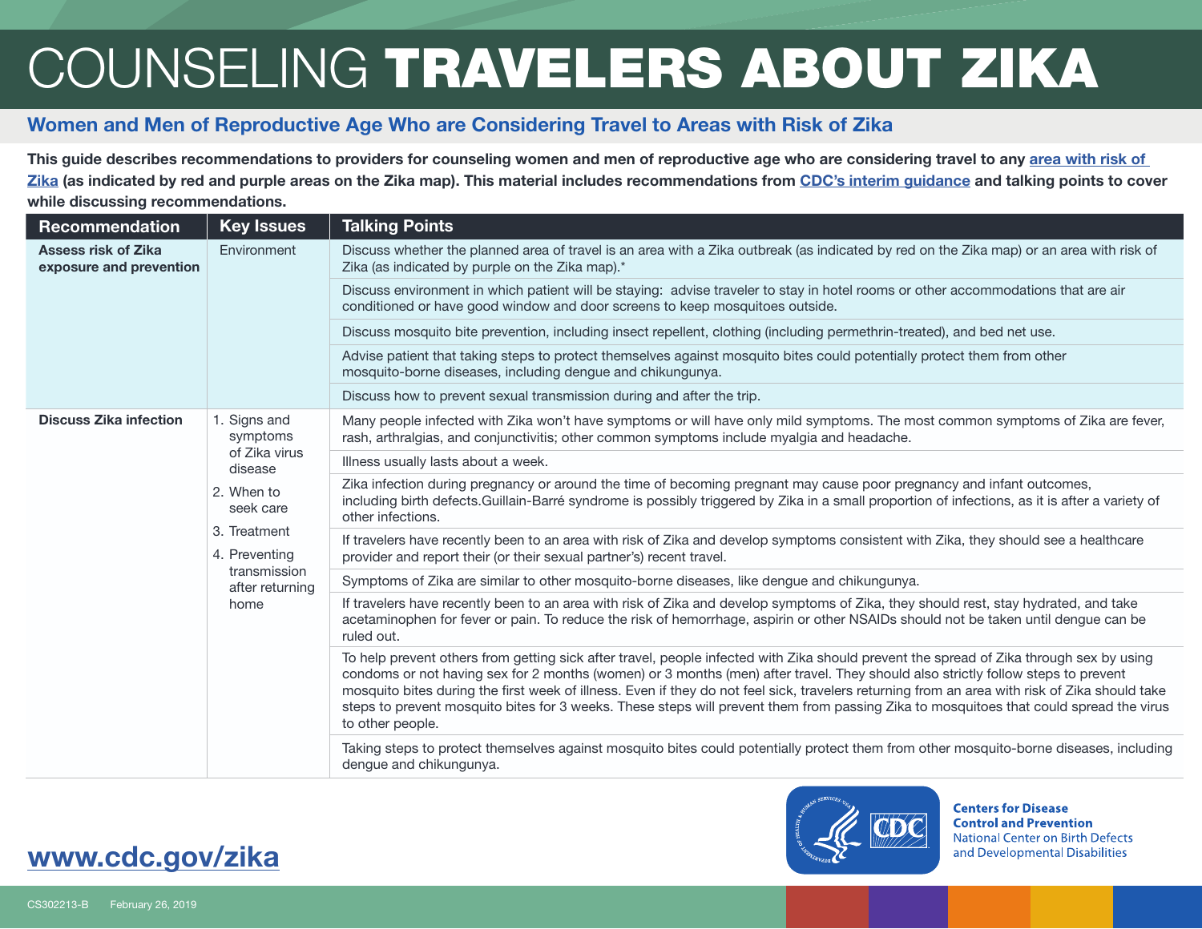# COUNSELING **TRAVELERS ABOUT ZIKA**

## Women and Men of Reproductive Age Who are Considering Travel to Areas with Risk of Zika

**This guide describes recommendations to providers for counseling women and men of reproductive age who are considering travel to any area with risk of Zika (as indicated by red and purple areas on the Zika map). This material includes recommendations from CDC's interim guidance and talking points to cover while discussing recommendations.**

| Recommendation | Key Issues | Talking Points |
|---|---|---|
| **Assess risk of Zika exposure and prevention** | Environment | Discuss whether the planned area of travel is an area with a Zika outbreak (as indicated by red on the Zika map) or an area with risk of Zika (as indicated by purple on the Zika map).* |
| | | Discuss environment in which patient will be staying: advise traveler to stay in hotel rooms or other accommodations that are air conditioned or have good window and door screens to keep mosquitoes outside. |
| | | Discuss mosquito bite prevention, including insect repellent, clothing (including permethrin-treated), and bed net use. |
| | | Advise patient that taking steps to protect themselves against mosquito bites could potentially protect them from other mosquito-borne diseases, including dengue and chikungunya. |
| | | Discuss how to prevent sexual transmission during and after the trip. |
| **Discuss Zika infection** | 1. Signs and symptoms of Zika virus disease<br>2. When to seek care<br>3. Treatment<br>4. Preventing transmission after returning home | Many people infected with Zika won't have symptoms or will have only mild symptoms. The most common symptoms of Zika are fever, rash, arthralgias, and conjunctivitis; other common symptoms include myalgia and headache. |
| | | Illness usually lasts about a week. |
| | | Zika infection during pregnancy or around the time of becoming pregnant may cause poor pregnancy and infant outcomes, including birth defects.Guillain-Barré syndrome is possibly triggered by Zika in a small proportion of infections, as it is after a variety of other infections. |
| | | If travelers have recently been to an area with risk of Zika and develop symptoms consistent with Zika, they should see a healthcare provider and report their (or their sexual partner's) recent travel. |
| | | Symptoms of Zika are similar to other mosquito-borne diseases, like dengue and chikungunya. |
| | | If travelers have recently been to an area with risk of Zika and develop symptoms of Zika, they should rest, stay hydrated, and take acetaminophen for fever or pain. To reduce the risk of hemorrhage, aspirin or other NSAIDs should not be taken until dengue can be ruled out. |
| | | To help prevent others from getting sick after travel, people infected with Zika should prevent the spread of Zika through sex by using condoms or not having sex for 2 months (women) or 3 months (men) after travel. They should also strictly follow steps to prevent mosquito bites during the first week of illness. Even if they do not feel sick, travelers returning from an area with risk of Zika should take steps to prevent mosquito bites for 3 weeks. These steps will prevent them from passing Zika to mosquitoes that could spread the virus to other people. |
| | | Taking steps to protect themselves against mosquito bites could potentially protect them from other mosquito-borne diseases, including dengue and chikungunya. |

**www.cdc.gov/zika**

Centers for Disease Control and Prevention
National Center on Birth Defects and Developmental Disabilities

CS302213-B February 26, 2019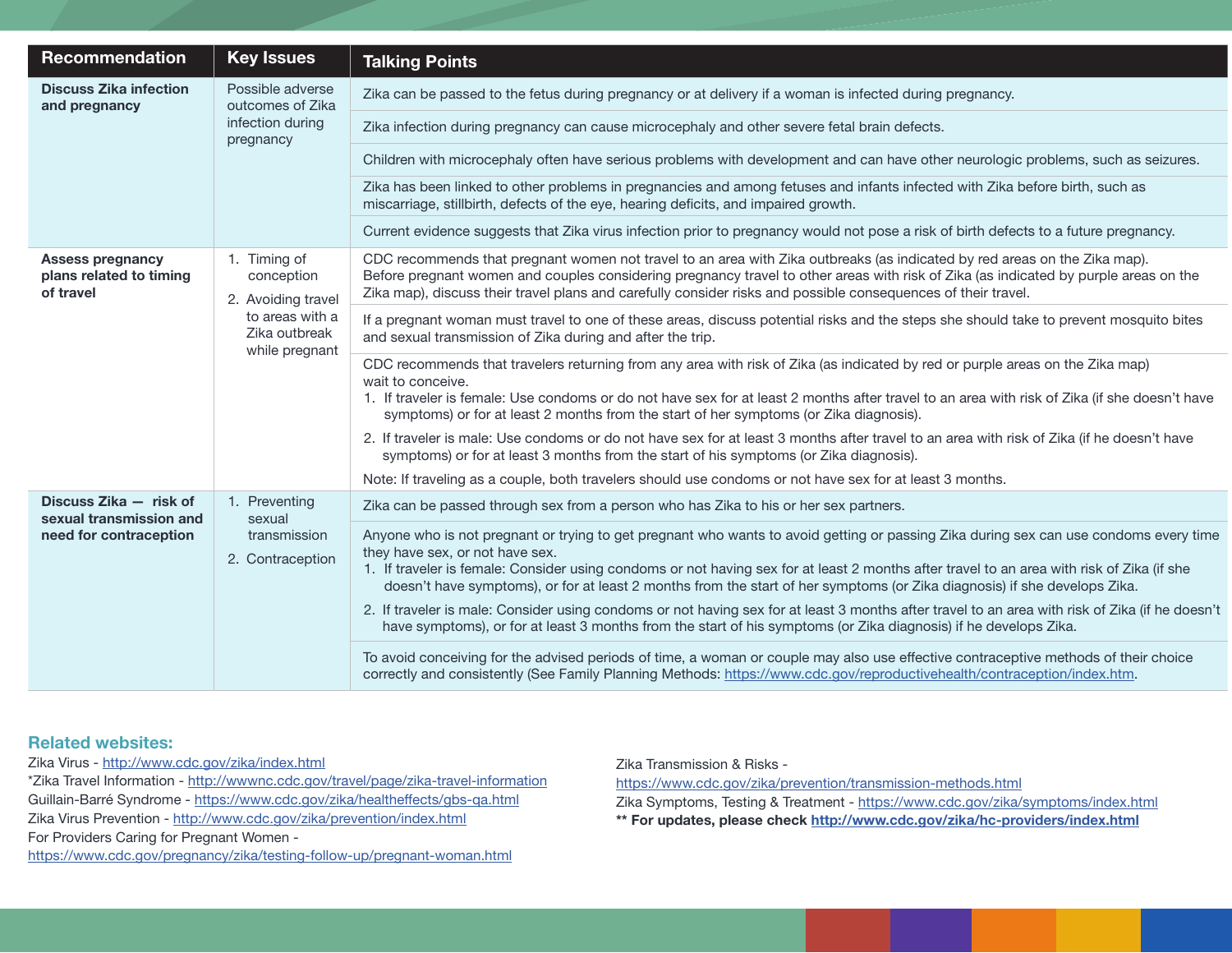| Recommendation | Key Issues | Talking Points |
|---|---|---|
| **Discuss Zika infection and pregnancy** | Possible adverse outcomes of Zika infection during pregnancy | Zika can be passed to the fetus during pregnancy or at delivery if a woman is infected during pregnancy. |
| | | Zika infection during pregnancy can cause microcephaly and other severe fetal brain defects. |
| | | Children with microcephaly often have serious problems with development and can have other neurologic problems, such as seizures. |
| | | Zika has been linked to other problems in pregnancies and among fetuses and infants infected with Zika before birth, such as miscarriage, stillbirth, defects of the eye, hearing deficits, and impaired growth. |
| | | Current evidence suggests that Zika virus infection prior to pregnancy would not pose a risk of birth defects to a future pregnancy. |
| **Assess pregnancy plans related to timing of travel** | 1. Timing of conception<br>2. Avoiding travel to areas with a Zika outbreak while pregnant | CDC recommends that pregnant women not travel to an area with Zika outbreaks (as indicated by red areas on the Zika map). Before pregnant women and couples considering pregnancy travel to other areas with risk of Zika (as indicated by purple areas on the Zika map), discuss their travel plans and carefully consider risks and possible consequences of their travel. |
| | | If a pregnant woman must travel to one of these areas, discuss potential risks and the steps she should take to prevent mosquito bites and sexual transmission of Zika during and after the trip. |
| | | CDC recommends that travelers returning from any area with risk of Zika (as indicated by red or purple areas on the Zika map) wait to conceive.<br>1. If traveler is female: Use condoms or do not have sex for at least 2 months after travel to an area with risk of Zika (if she doesn't have symptoms) or for at least 2 months from the start of her symptoms (or Zika diagnosis).<br>2. If traveler is male: Use condoms or do not have sex for at least 3 months after travel to an area with risk of Zika (if he doesn't have symptoms) or for at least 3 months from the start of his symptoms (or Zika diagnosis).<br>Note: If traveling as a couple, both travelers should use condoms or not have sex for at least 3 months. |
| **Discuss Zika — risk of sexual transmission and need for contraception** | 1. Preventing sexual transmission<br>2. Contraception | Zika can be passed through sex from a person who has Zika to his or her sex partners. |
| | | Anyone who is not pregnant or trying to get pregnant who wants to avoid getting or passing Zika during sex can use condoms every time they have sex, or not have sex.<br>1. If traveler is female: Consider using condoms or not having sex for at least 2 months after travel to an area with risk of Zika (if she doesn't have symptoms), or for at least 2 months from the start of her symptoms (or Zika diagnosis) if she develops Zika.<br>2. If traveler is male: Consider using condoms or not having sex for at least 3 months after travel to an area with risk of Zika (if he doesn't have symptoms), or for at least 3 months from the start of his symptoms (or Zika diagnosis) if he develops Zika. |
| | | To avoid conceiving for the advised periods of time, a woman or couple may also use effective contraceptive methods of their choice correctly and consistently (See Family Planning Methods: https://www.cdc.gov/reproductivehealth/contraception/index.htm. |

## Related websites:

Zika Virus - http://www.cdc.gov/zika/index.html
*Zika Travel Information - http://wwwnc.cdc.gov/travel/page/zika-travel-information
Guillain-Barré Syndrome - https://www.cdc.gov/zika/healtheffects/gbs-qa.html
Zika Virus Prevention - http://www.cdc.gov/zika/prevention/index.html
For Providers Caring for Pregnant Women - https://www.cdc.gov/pregnancy/zika/testing-follow-up/pregnant-woman.html

Zika Transmission & Risks - https://www.cdc.gov/zika/prevention/transmission-methods.html
Zika Symptoms, Testing & Treatment - https://www.cdc.gov/zika/symptoms/index.html
**** For updates, please check http://www.cdc.gov/zika/hc-providers/index.html**